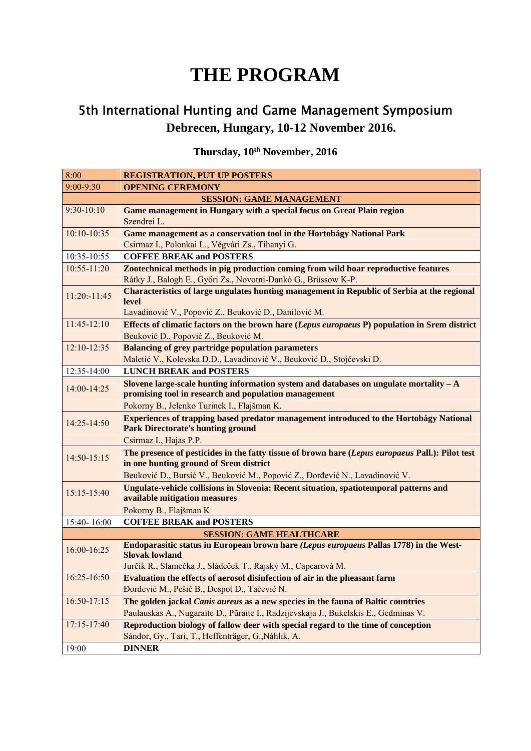# THE PROGRAM

## 5th International Hunting and Game Management Symposium

### Debrecen, Hungary, 10-12 November 2016.

### Thursday, 10th November, 2016

| | |
|---|---|
| 8:00 | **REGISTRATION, PUT UP POSTERS** |
| 9:00-9:30 | **OPENING CEREMONY** |
| | **SESSION: GAME MANAGEMENT** |
| 9:30-10:10 | **Game management in Hungary with a special focus on Great Plain region**<br>Szendrei L. |
| 10:10-10:35 | **Game management as a conservation tool in the Hortobágy National Park**<br>Csirmaz I., Polonkai L., Végvári Zs., Tihanyi G. |
| 10:35-10:55 | **COFFEE BREAK and POSTERS** |
| 10:55-11:20 | **Zootechnical methods in pig production coming from wild boar reproductive features**<br>Rátky J., Balogh E., Győri Zs., Novotni-Dankó G., Brüssow K-P. |
| 11:20:-11:45 | **Characteristics of large ungulates hunting management in Republic of Serbia at the regional level**<br>Lavadinović V., Popović Z., Beuković D., Danilović M. |
| 11:45-12:10 | **Effects of climatic factors on the brown hare (*Lepus europaeus* P) population in Srem district**<br>Beuković D., Popović Z., Beuković M. |
| 12:10-12:35 | **Balancing of grey partridge population parameters**<br>Maletić V., Kolevska D.D., Lavadinović V., Beuković D., Stojčevski D. |
| 12:35-14:00 | **LUNCH BREAK and POSTERS** |
| 14:00-14:25 | **Slovene large-scale hunting information system and databases on ungulate mortality – A promising tool in research and population management**<br>Pokorny B., Jelenko Turinek I., Flajšman K. |
| 14:25-14:50 | **Experiences of trapping based predator management introduced to the Hortobágy National Park Directorate's hunting ground**<br>Csirmaz I., Hajas P.P. |
| 14:50-15:15 | **The presence of pesticides in the fatty tissue of brown hare (*Lepus europaeus* Pall.): Pilot test in one hunting ground of Srem district**<br>Beuković D., Bursić V., Beuković M., Popović Z., Đorđević N., Lavadinović V. |
| 15:15-15:40 | **Ungulate-vehicle collisions in Slovenia: Recent situation, spatiotemporal patterns and available mitigation measures**<br>Pokorny B., Flajšman K |
| 15:40- 16:00 | **COFFEE BREAK and POSTERS** |
| | **SESSION: GAME HEALTHCARE** |
| 16:00-16:25 | **Endoparasitic status in European brown hare *(Lepus europaeus* Pallas 1778) in the West-Slovak lowland**<br>Jurčík R., Slamečka J., Sládeček T., Rajský M., Capcarová M. |
| 16:25-16:50 | **Evaluation the effects of aerosol disinfection of air in the pheasant farm**<br>Đorđević M., Pešić B., Despot D., Tačević N. |
| 16:50-17:15 | **The golden jackal *Canis aureus* as a new species in the fauna of Baltic countries**<br>Paulauskas A., Nugaraite D., Pūraite I., Radzijevskaja J., Bukelskis E., Gedminas V. |
| 17:15-17:40 | **Reproduction biology of fallow deer with special regard to the time of conception**<br>Sándor, Gy., Tari, T., Heffenträger, G.,Náhlik, A. |
| 19:00 | **DINNER** |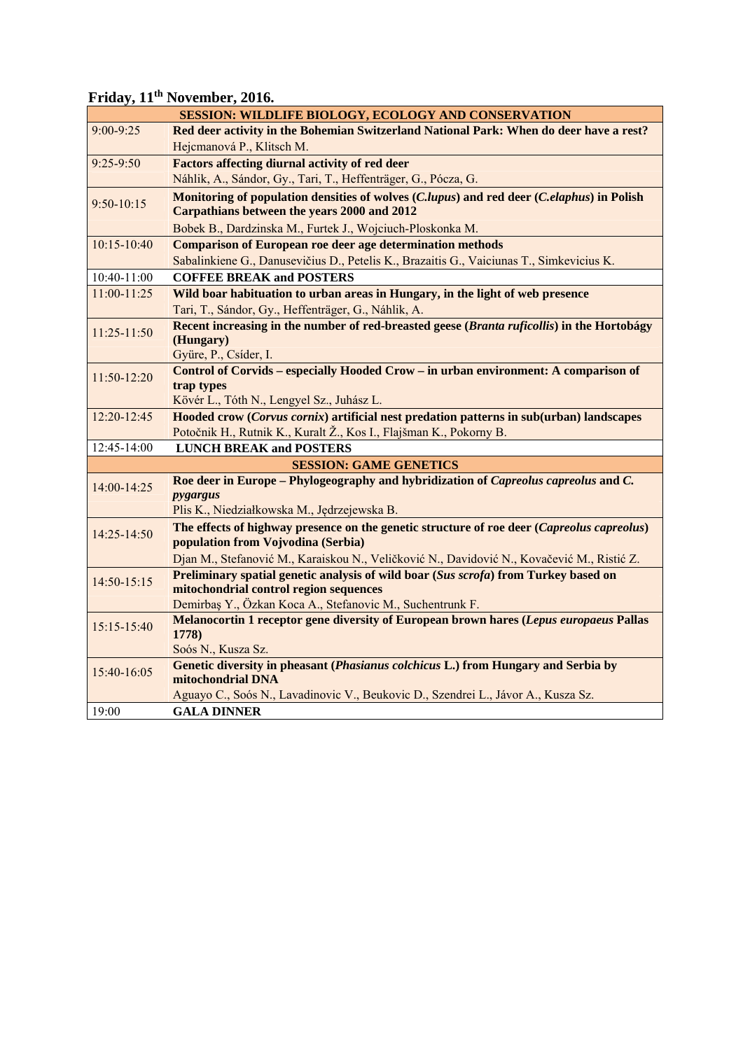## Friday, 11th November, 2016.

| | |
|---|---|
| **SESSION: WILDLIFE BIOLOGY, ECOLOGY AND CONSERVATION** | |
| 9:00-9:25 | **Red deer activity in the Bohemian Switzerland National Park: When do deer have a rest?**<br>Hejcmanová P., Klitsch M. |
| 9:25-9:50 | **Factors affecting diurnal activity of red deer**<br>Náhlik, A., Sándor, Gy., Tari, T., Heffenträger, G., Pócza, G. |
| 9:50-10:15 | **Monitoring of population densities of wolves (*C.lupus*) and red deer (*C.elaphus*) in Polish Carpathians between the years 2000 and 2012**<br>Bobek B., Dardzinska M., Furtek J., Wojciuch-Ploskonka M. |
| 10:15-10:40 | **Comparison of European roe deer age determination methods**<br>Sabalinkiene G., Danusevičius D., Petelis K., Brazaitis G., Vaiciunas T., Simkevicius K. |
| 10:40-11:00 | **COFFEE BREAK and POSTERS** |
| 11:00-11:25 | **Wild boar habituation to urban areas in Hungary, in the light of web presence**<br>Tari, T., Sándor, Gy., Heffenträger, G., Náhlik, A. |
| 11:25-11:50 | **Recent increasing in the number of red-breasted geese (*Branta ruficollis*) in the Hortobágy (Hungary)**<br>Gyüre, P., Csíder, I. |
| 11:50-12:20 | **Control of Corvids – especially Hooded Crow – in urban environment: A comparison of trap types**<br>Kövér L., Tóth N., Lengyel Sz., Juhász L. |
| 12:20-12:45 | **Hooded crow (*Corvus cornix*) artificial nest predation patterns in sub(urban) landscapes**<br>Potočnik H., Rutnik K., Kuralt Ž., Kos I., Flajšman K., Pokorny B. |
| 12:45-14:00 | **LUNCH BREAK and POSTERS** |
| **SESSION: GAME GENETICS** | |
| 14:00-14:25 | **Roe deer in Europe – Phylogeography and hybridization of *Capreolus capreolus* and *C. pygargus***<br>Plis K., Niedziałkowska M., Jędrzejewska B. |
| 14:25-14:50 | **The effects of highway presence on the genetic structure of roe deer (*Capreolus capreolus*) population from Vojvodina (Serbia)**<br>Djan M., Stefanović M., Karaiskou N., Veličković N., Davidović N., Kovačević M., Ristić Z. |
| 14:50-15:15 | **Preliminary spatial genetic analysis of wild boar (*Sus scrofa*) from Turkey based on mitochondrial control region sequences**<br>Demirbaş Y., Özkan Koca A., Stefanovic M., Suchentrunk F. |
| 15:15-15:40 | **Melanocortin 1 receptor gene diversity of European brown hares (*Lepus europaeus* Pallas 1778)**<br>Soós N., Kusza Sz. |
| 15:40-16:05 | **Genetic diversity in pheasant (*Phasianus colchicus* L.) from Hungary and Serbia by mitochondrial DNA**<br>Aguayo C., Soós N., Lavadinovic V., Beukovic D., Szendrei L., Jávor A., Kusza Sz. |
| 19:00 | **GALA DINNER** |